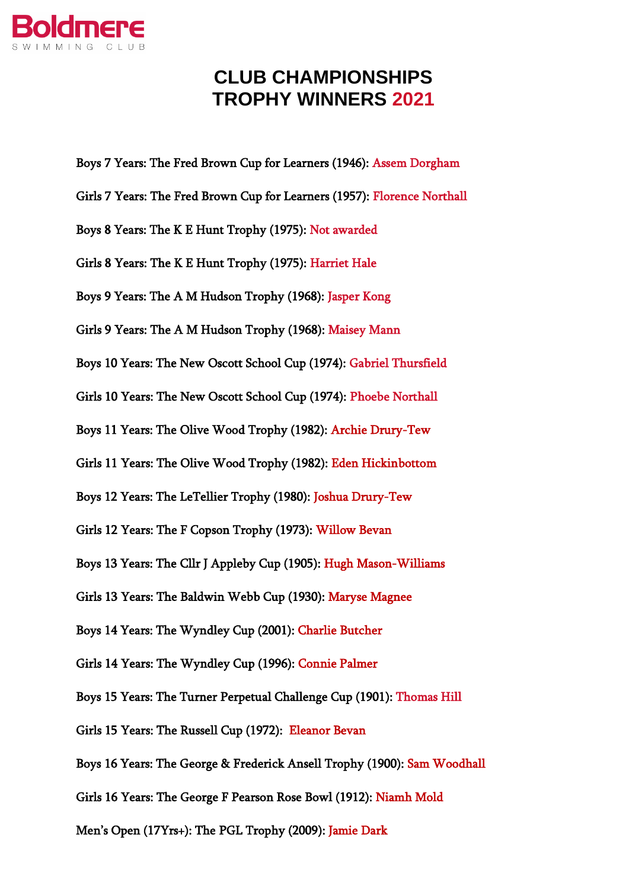Boldmere
SWIMMING CLUB

# CLUB CHAMPIONSHIPS
# TROPHY WINNERS 2021

Boys 7 Years: The Fred Brown Cup for Learners (1946): Assem Dorgham

Girls 7 Years: The Fred Brown Cup for Learners (1957): Florence Northall

Boys 8 Years: The K E Hunt Trophy (1975): Not awarded

Girls 8 Years: The K E Hunt Trophy (1975): Harriet Hale

Boys 9 Years: The A M Hudson Trophy (1968): Jasper Kong

Girls 9 Years: The A M Hudson Trophy (1968): Maisey Mann

Boys 10 Years: The New Oscott School Cup (1974): Gabriel Thursfield

Girls 10 Years: The New Oscott School Cup (1974): Phoebe Northall

Boys 11 Years: The Olive Wood Trophy (1982): Archie Drury-Tew

Girls 11 Years: The Olive Wood Trophy (1982): Eden Hickinbottom

Boys 12 Years: The LeTellier Trophy (1980): Joshua Drury-Tew

Girls 12 Years: The F Copson Trophy (1973): Willow Bevan

Boys 13 Years: The Cllr J Appleby Cup (1905): Hugh Mason-Williams

Girls 13 Years: The Baldwin Webb Cup (1930): Maryse Magnee

Boys 14 Years: The Wyndley Cup (2001): Charlie Butcher

Girls 14 Years: The Wyndley Cup (1996): Connie Palmer

Boys 15 Years: The Turner Perpetual Challenge Cup (1901): Thomas Hill

Girls 15 Years: The Russell Cup (1972): Eleanor Bevan

Boys 16 Years: The George & Frederick Ansell Trophy (1900): Sam Woodhall

Girls 16 Years: The George F Pearson Rose Bowl (1912): Niamh Mold

Men's Open (17Yrs+): The PGL Trophy (2009): Jamie Dark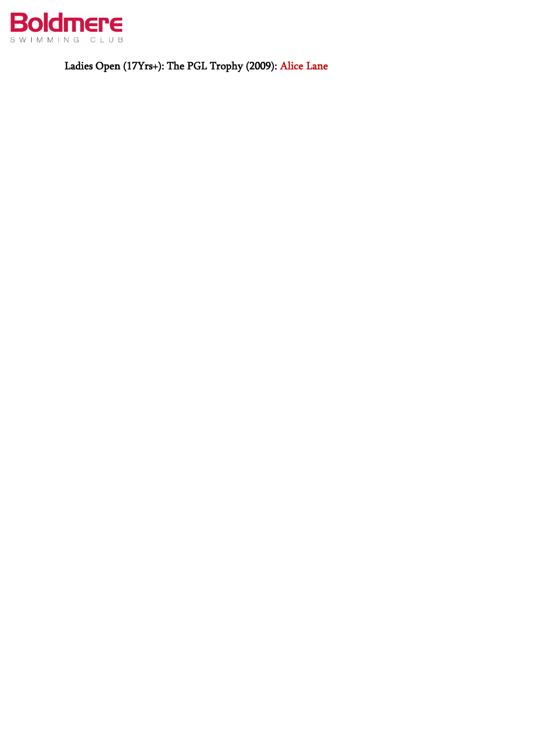Ladies Open (17Yrs+): The PGL Trophy (2009): Alice Lane